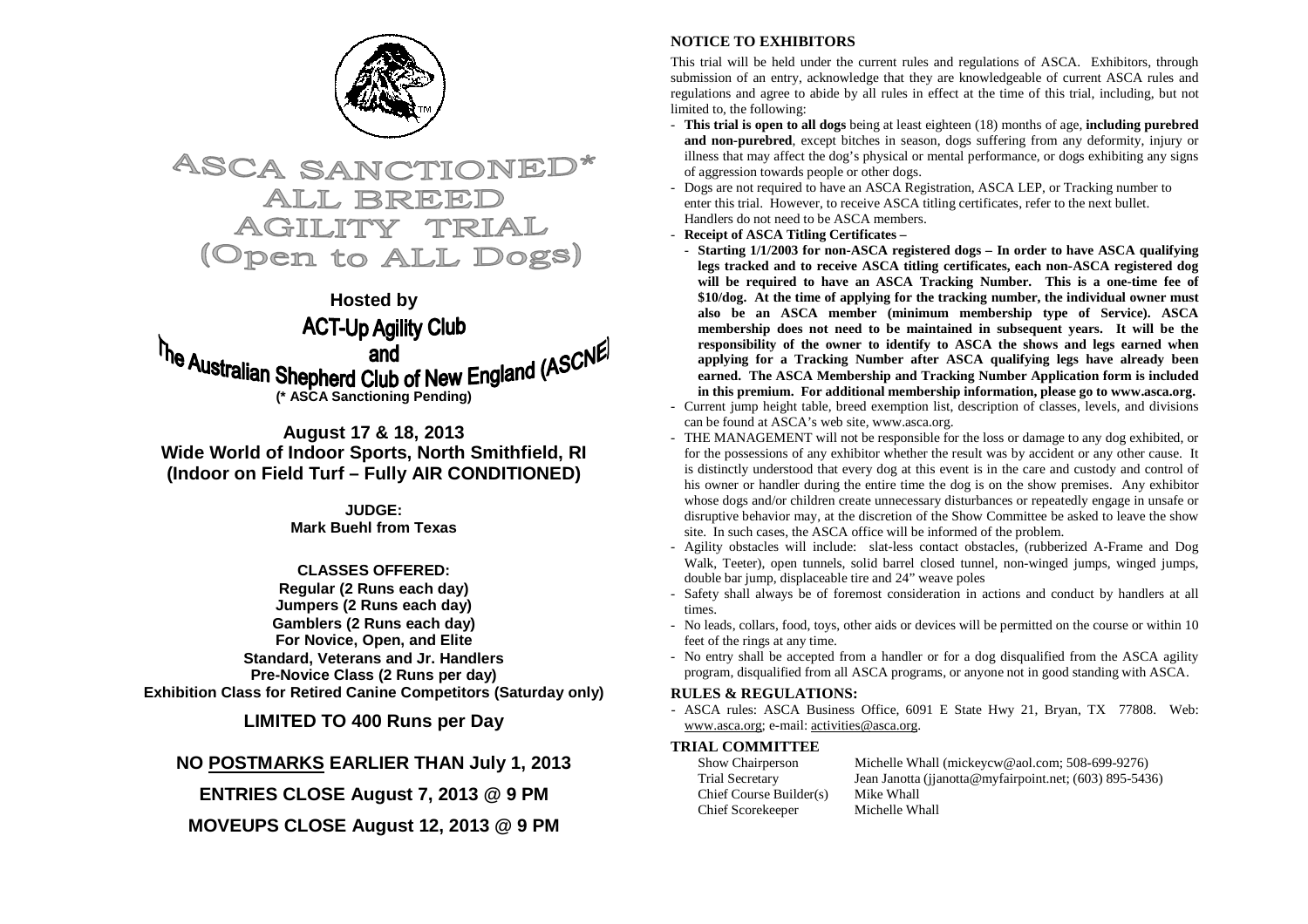# ASCA SANCTIONED* ALL BREED AGILITY TRIAL (Open to ALL Dogs)

**Hosted by**

**ACT-Up Agility Club**

**and**

**The Australian Shepherd Club of New England (ASCNE)**

**(* ASCA Sanctioning Pending)**

**August 17 & 18, 2013**
**Wide World of Indoor Sports, North Smithfield, RI**
**(Indoor on Field Turf – Fully AIR CONDITIONED)**

**JUDGE:**
**Mark Buehl from Texas**

**CLASSES OFFERED:**
**Regular (2 Runs each day)**
**Jumpers (2 Runs each day)**
**Gamblers (2 Runs each day)**
**For Novice, Open, and Elite**
**Standard, Veterans and Jr. Handlers**
**Pre-Novice Class (2 Runs per day)**
**Exhibition Class for Retired Canine Competitors (Saturday only)**

**LIMITED TO 400 Runs per Day**

**NO POSTMARKS EARLIER THAN July 1, 2013**

**ENTRIES CLOSE August 7, 2013 @ 9 PM**

**MOVEUPS CLOSE August 12, 2013 @ 9 PM**

## NOTICE TO EXHIBITORS

This trial will be held under the current rules and regulations of ASCA. Exhibitors, through submission of an entry, acknowledge that they are knowledgeable of current ASCA rules and regulations and agree to abide by all rules in effect at the time of this trial, including, but not limited to, the following:

- **This trial is open to all dogs** being at least eighteen (18) months of age, **including purebred and non-purebred**, except bitches in season, dogs suffering from any deformity, injury or illness that may affect the dog's physical or mental performance, or dogs exhibiting any signs of aggression towards people or other dogs.
- Dogs are not required to have an ASCA Registration, ASCA LEP, or Tracking number to enter this trial. However, to receive ASCA titling certificates, refer to the next bullet. Handlers do not need to be ASCA members.
- **Receipt of ASCA Titling Certificates –**
  - **Starting 1/1/2003 for non-ASCA registered dogs – In order to have ASCA qualifying legs tracked and to receive ASCA titling certificates, each non-ASCA registered dog will be required to have an ASCA Tracking Number. This is a one-time fee of $10/dog. At the time of applying for the tracking number, the individual owner must also be an ASCA member (minimum membership type of Service). ASCA membership does not need to be maintained in subsequent years. It will be the responsibility of the owner to identify to ASCA the shows and legs earned when applying for a Tracking Number after ASCA qualifying legs have already been earned. The ASCA Membership and Tracking Number Application form is included in this premium. For additional membership information, please go to www.asca.org.**
- Current jump height table, breed exemption list, description of classes, levels, and divisions can be found at ASCA's web site, www.asca.org.
- THE MANAGEMENT will not be responsible for the loss or damage to any dog exhibited, or for the possessions of any exhibitor whether the result was by accident or any other cause. It is distinctly understood that every dog at this event is in the care and custody and control of his owner or handler during the entire time the dog is on the show premises. Any exhibitor whose dogs and/or children create unnecessary disturbances or repeatedly engage in unsafe or disruptive behavior may, at the discretion of the Show Committee be asked to leave the show site. In such cases, the ASCA office will be informed of the problem.
- Agility obstacles will include: slat-less contact obstacles, (rubberized A-Frame and Dog Walk, Teeter), open tunnels, solid barrel closed tunnel, non-winged jumps, winged jumps, double bar jump, displaceable tire and 24" weave poles
- Safety shall always be of foremost consideration in actions and conduct by handlers at all times.
- No leads, collars, food, toys, other aids or devices will be permitted on the course or within 10 feet of the rings at any time.
- No entry shall be accepted from a handler or for a dog disqualified from the ASCA agility program, disqualified from all ASCA programs, or anyone not in good standing with ASCA.

## RULES & REGULATIONS:

- ASCA rules: ASCA Business Office, 6091 E State Hwy 21, Bryan, TX 77808. Web: www.asca.org; e-mail: activities@asca.org.

## TRIAL COMMITTEE

| | |
|---|---|
| Show Chairperson | Michelle Whall (mickeycw@aol.com; 508-699-9276) |
| Trial Secretary | Jean Janotta (jjanotta@myfairpoint.net; (603) 895-5436) |
| Chief Course Builder(s) | Mike Whall |
| Chief Scorekeeper | Michelle Whall |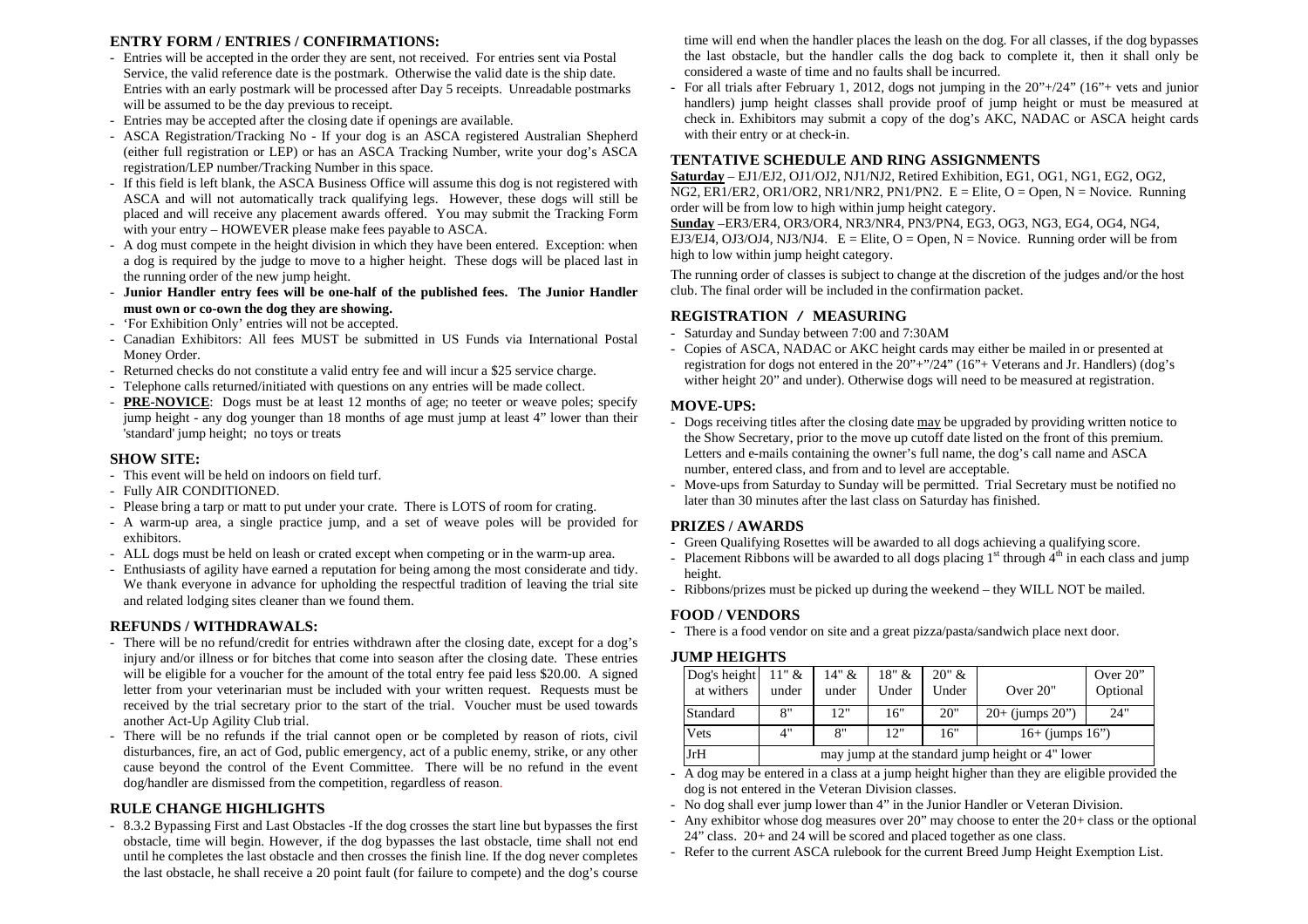## ENTRY FORM / ENTRIES / CONFIRMATIONS:

- Entries will be accepted in the order they are sent, not received. For entries sent via Postal Service, the valid reference date is the postmark. Otherwise the valid date is the ship date. Entries with an early postmark will be processed after Day 5 receipts. Unreadable postmarks will be assumed to be the day previous to receipt.
- Entries may be accepted after the closing date if openings are available.
- ASCA Registration/Tracking No - If your dog is an ASCA registered Australian Shepherd (either full registration or LEP) or has an ASCA Tracking Number, write your dog's ASCA registration/LEP number/Tracking Number in this space.
- If this field is left blank, the ASCA Business Office will assume this dog is not registered with ASCA and will not automatically track qualifying legs. However, these dogs will still be placed and will receive any placement awards offered. You may submit the Tracking Form with your entry – HOWEVER please make fees payable to ASCA.
- A dog must compete in the height division in which they have been entered. Exception: when a dog is required by the judge to move to a higher height. These dogs will be placed last in the running order of the new jump height.
- **Junior Handler entry fees will be one-half of the published fees. The Junior Handler must own or co-own the dog they are showing.**
- 'For Exhibition Only' entries will not be accepted.
- Canadian Exhibitors: All fees MUST be submitted in US Funds via International Postal Money Order.
- Returned checks do not constitute a valid entry fee and will incur a $25 service charge.
- Telephone calls returned/initiated with questions on any entries will be made collect.
- **PRE-NOVICE**: Dogs must be at least 12 months of age; no teeter or weave poles; specify jump height - any dog younger than 18 months of age must jump at least 4" lower than their 'standard' jump height; no toys or treats

## SHOW SITE:

- This event will be held on indoors on field turf.
- Fully AIR CONDITIONED.
- Please bring a tarp or matt to put under your crate. There is LOTS of room for crating.
- A warm-up area, a single practice jump, and a set of weave poles will be provided for exhibitors.
- ALL dogs must be held on leash or crated except when competing or in the warm-up area.
- Enthusiasts of agility have earned a reputation for being among the most considerate and tidy. We thank everyone in advance for upholding the respectful tradition of leaving the trial site and related lodging sites cleaner than we found them.

## REFUNDS / WITHDRAWALS:

- There will be no refund/credit for entries withdrawn after the closing date, except for a dog's injury and/or illness or for bitches that come into season after the closing date. These entries will be eligible for a voucher for the amount of the total entry fee paid less $20.00. A signed letter from your veterinarian must be included with your written request. Requests must be received by the trial secretary prior to the start of the trial. Voucher must be used towards another Act-Up Agility Club trial.
- There will be no refunds if the trial cannot open or be completed by reason of riots, civil disturbances, fire, an act of God, public emergency, act of a public enemy, strike, or any other cause beyond the control of the Event Committee. There will be no refund in the event dog/handler are dismissed from the competition, regardless of reason.

## RULE CHANGE HIGHLIGHTS

- 8.3.2 Bypassing First and Last Obstacles -If the dog crosses the start line but bypasses the first obstacle, time will begin. However, if the dog bypasses the last obstacle, time shall not end until he completes the last obstacle and then crosses the finish line. If the dog never completes the last obstacle, he shall receive a 20 point fault (for failure to compete) and the dog's course time will end when the handler places the leash on the dog. For all classes, if the dog bypasses the last obstacle, but the handler calls the dog back to complete it, then it shall only be considered a waste of time and no faults shall be incurred.
- For all trials after February 1, 2012, dogs not jumping in the 20"+/24" (16"+ vets and junior handlers) jump height classes shall provide proof of jump height or must be measured at check in. Exhibitors may submit a copy of the dog's AKC, NADAC or ASCA height cards with their entry or at check-in.

## TENTATIVE SCHEDULE AND RING ASSIGNMENTS

**Saturday** – EJ1/EJ2, OJ1/OJ2, NJ1/NJ2, Retired Exhibition, EG1, OG1, NG1, EG2, OG2, NG2, ER1/ER2, OR1/OR2, NR1/NR2, PN1/PN2. E = Elite, O = Open, N = Novice. Running order will be from low to high within jump height category.

**Sunday** –ER3/ER4, OR3/OR4, NR3/NR4, PN3/PN4, EG3, OG3, NG3, EG4, OG4, NG4, EJ3/EJ4, OJ3/OJ4, NJ3/NJ4. E = Elite, O = Open, N = Novice. Running order will be from high to low within jump height category.

The running order of classes is subject to change at the discretion of the judges and/or the host club. The final order will be included in the confirmation packet.

## REGISTRATION / MEASURING

- Saturday and Sunday between 7:00 and 7:30AM
- Copies of ASCA, NADAC or AKC height cards may either be mailed in or presented at registration for dogs not entered in the 20"+"/24" (16"+ Veterans and Jr. Handlers) (dog's wither height 20" and under). Otherwise dogs will need to be measured at registration.

## MOVE-UPS:

- Dogs receiving titles after the closing date may be upgraded by providing written notice to the Show Secretary, prior to the move up cutoff date listed on the front of this premium. Letters and e-mails containing the owner's full name, the dog's call name and ASCA number, entered class, and from and to level are acceptable.
- Move-ups from Saturday to Sunday will be permitted. Trial Secretary must be notified no later than 30 minutes after the last class on Saturday has finished.

## PRIZES / AWARDS

- Green Qualifying Rosettes will be awarded to all dogs achieving a qualifying score.
- Placement Ribbons will be awarded to all dogs placing 1st through 4th in each class and jump height.
- Ribbons/prizes must be picked up during the weekend – they WILL NOT be mailed.

## FOOD / VENDORS

- There is a food vendor on site and a great pizza/pasta/sandwich place next door.

## JUMP HEIGHTS

| Dog's height at withers | 11" & under | 14" & under | 18" & Under | 20" & Under | Over 20" | Over 20" Optional |
|---|---|---|---|---|---|---|
| Standard | 8" | 12" | 16" | 20" | 20+ (jumps 20") | 24" |
| Vets | 4" | 8" | 12" | 16" | 16+ (jumps 16") | |
| JrH | may jump at the standard jump height or 4" lower | | | | | |

- A dog may be entered in a class at a jump height higher than they are eligible provided the dog is not entered in the Veteran Division classes.
- No dog shall ever jump lower than 4" in the Junior Handler or Veteran Division.
- Any exhibitor whose dog measures over 20" may choose to enter the 20+ class or the optional 24" class. 20+ and 24 will be scored and placed together as one class.
- Refer to the current ASCA rulebook for the current Breed Jump Height Exemption List.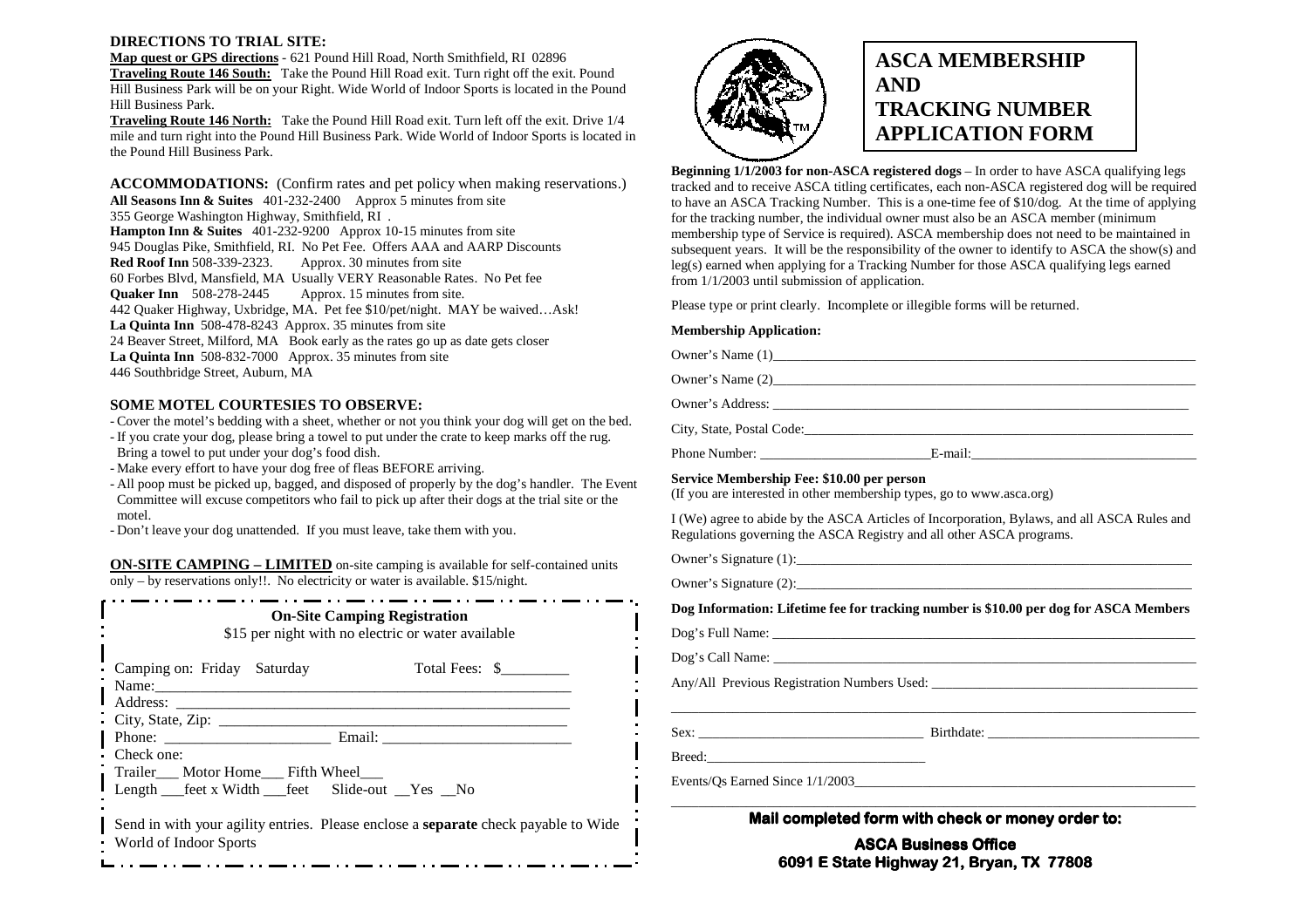**DIRECTIONS TO TRIAL SITE:**

**Map quest or GPS directions** - 621 Pound Hill Road, North Smithfield, RI 02896

**Traveling Route 146 South:** Take the Pound Hill Road exit. Turn right off the exit. Pound Hill Business Park will be on your Right. Wide World of Indoor Sports is located in the Pound Hill Business Park.

**Traveling Route 146 North:** Take the Pound Hill Road exit. Turn left off the exit. Drive 1/4 mile and turn right into the Pound Hill Business Park. Wide World of Indoor Sports is located in the Pound Hill Business Park.

**ACCOMMODATIONS:** (Confirm rates and pet policy when making reservations.)

**All Seasons Inn & Suites** 401-232-2400 Approx 5 minutes from site
355 George Washington Highway, Smithfield, RI .

**Hampton Inn & Suites** 401-232-9200 Approx 10-15 minutes from site
945 Douglas Pike, Smithfield, RI. No Pet Fee. Offers AAA and AARP Discounts

**Red Roof Inn** 508-339-2323. Approx. 30 minutes from site
60 Forbes Blvd, Mansfield, MA Usually VERY Reasonable Rates. No Pet fee

**Quaker Inn** 508-278-2445 Approx. 15 minutes from site.
442 Quaker Highway, Uxbridge, MA. Pet fee $10/pet/night. MAY be waived…Ask!

**La Quinta Inn** 508-478-8243 Approx. 35 minutes from site
24 Beaver Street, Milford, MA Book early as the rates go up as date gets closer

**La Quinta Inn** 508-832-7000 Approx. 35 minutes from site
446 Southbridge Street, Auburn, MA

**SOME MOTEL COURTESIES TO OBSERVE:**

- Cover the motel's bedding with a sheet, whether or not you think your dog will get on the bed.
- If you crate your dog, please bring a towel to put under the crate to keep marks off the rug. Bring a towel to put under your dog's food dish.
- Make every effort to have your dog free of fleas BEFORE arriving.
- All poop must be picked up, bagged, and disposed of properly by the dog's handler. The Event Committee will excuse competitors who fail to pick up after their dogs at the trial site or the motel.
- Don't leave your dog unattended. If you must leave, take them with you.

**ON-SITE CAMPING – LIMITED** on-site camping is available for self-contained units only – by reservations only!!. No electricity or water is available. $15/night.

**On-Site Camping Registration**

$15 per night with no electric or water available

Camping on: Friday Saturday Total Fees: $________

Name:______________________________________________________

Address: ____________________________________________________

City, State, Zip: _______________________________________________

Phone: _____________________ Email: ________________________

Check one:

Trailer___ Motor Home___ Fifth Wheel___

Length ___feet x Width ___feet Slide-out __Yes __No

Send in with your agility entries. Please enclose a **separate** check payable to Wide World of Indoor Sports

# ASCA MEMBERSHIP AND TRACKING NUMBER APPLICATION FORM

**Beginning 1/1/2003 for non-ASCA registered dogs** – In order to have ASCA qualifying legs tracked and to receive ASCA titling certificates, each non-ASCA registered dog will be required to have an ASCA Tracking Number. This is a one-time fee of $10/dog. At the time of applying for the tracking number, the individual owner must also be an ASCA member (minimum membership type of Service is required). ASCA membership does not need to be maintained in subsequent years. It will be the responsibility of the owner to identify to ASCA the show(s) and leg(s) earned when applying for a Tracking Number for those ASCA qualifying legs earned from 1/1/2003 until submission of application.

Please type or print clearly. Incomplete or illegible forms will be returned.

**Membership Application:**

Owner's Name (1)________________________________________________________

Owner's Name (2)________________________________________________________

Owner's Address: ________________________________________________________

City, State, Postal Code:___________________________________________________

Phone Number: ________________________E-mail:______________________________

**Service Membership Fee: $10.00 per person**
(If you are interested in other membership types, go to www.asca.org)

I (We) agree to abide by the ASCA Articles of Incorporation, Bylaws, and all ASCA Rules and Regulations governing the ASCA Registry and all other ASCA programs.

Owner's Signature (1):_____________________________________________________

Owner's Signature (2):_____________________________________________________

**Dog Information: Lifetime fee for tracking number is $10.00 per dog for ASCA Members**

Dog's Full Name: ________________________________________________________

Dog's Call Name: ________________________________________________________

Any/All Previous Registration Numbers Used: ___________________________________

_____________________________________________________________________

Sex: _______________________________ Birthdate: ____________________________

Breed:_______________________________

Events/Qs Earned Since 1/1/2003_____________________________________________

_____________________________________________________________________

**Mail completed form with check or money order to:**

**ASCA Business Office**
**6091 E State Highway 21, Bryan, TX 77808**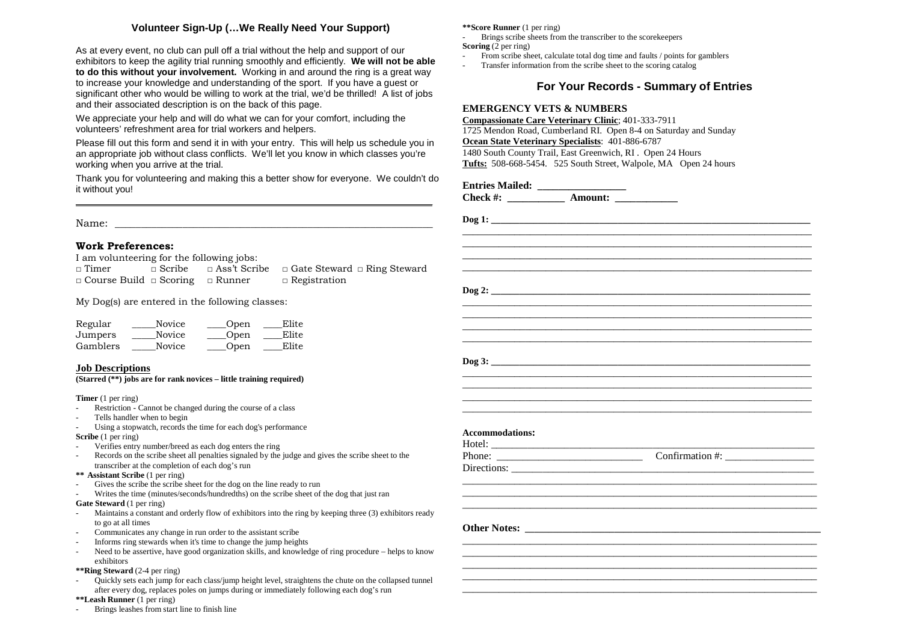## Volunteer Sign-Up (…We Really Need Your Support)

As at every event, no club can pull off a trial without the help and support of our exhibitors to keep the agility trial running smoothly and efficiently. **We will not be able to do this without your involvement.** Working in and around the ring is a great way to increase your knowledge and understanding of the sport. If you have a guest or significant other who would be willing to work at the trial, we'd be thrilled! A list of jobs and their associated description is on the back of this page.

We appreciate your help and will do what we can for your comfort, including the volunteers' refreshment area for trial workers and helpers.

Please fill out this form and send it in with your entry. This will help us schedule you in an appropriate job without class conflicts. We'll let you know in which classes you're working when you arrive at the trial.

Thank you for volunteering and making this a better show for everyone. We couldn't do it without you!

---

Name: ____________________________________________________________

**Work Preferences:**

I am volunteering for the following jobs:

□ Timer □ Scribe □ Ass't Scribe □ Gate Steward □ Ring Steward
□ Course Build □ Scoring □ Runner □ Registration

My Dog(s) are entered in the following classes:

| | | | |
|---|---|---|---|
| Regular | _____Novice | ____Open | ____Elite |
| Jumpers | _____Novice | ____Open | ____Elite |
| Gamblers | _____Novice | ____Open | ____Elite |

**Job Descriptions**

**(Starred (**) jobs are for rank novices – little training required)**

**Timer** (1 per ring)
- Restriction - Cannot be changed during the course of a class
- Tells handler when to begin
- Using a stopwatch, records the time for each dog's performance

**Scribe** (1 per ring)
- Verifies entry number/breed as each dog enters the ring
- Records on the scribe sheet all penalties signaled by the judge and gives the scribe sheet to the transcriber at the completion of each dog's run

**** Assistant Scribe** (1 per ring)
- Gives the scribe the scribe sheet for the dog on the line ready to run
- Writes the time (minutes/seconds/hundredths) on the scribe sheet of the dog that just ran

**Gate Steward** (1 per ring)
- Maintains a constant and orderly flow of exhibitors into the ring by keeping three (3) exhibitors ready to go at all times
- Communicates any change in run order to the assistant scribe
- Informs ring stewards when it's time to change the jump heights
- Need to be assertive, have good organization skills, and knowledge of ring procedure – helps to know exhibitors

****Ring Steward** (2-4 per ring)
- Quickly sets each jump for each class/jump height level, straightens the chute on the collapsed tunnel after every dog, replaces poles on jumps during or immediately following each dog's run

****Leash Runner** (1 per ring)
- Brings leashes from start line to finish line

****Score Runner** (1 per ring)
- Brings scribe sheets from the transcriber to the scorekeepers

**Scoring** (2 per ring)
- From scribe sheet, calculate total dog time and faults / points for gamblers
- Transfer information from the scribe sheet to the scoring catalog

## For Your Records - Summary of Entries

**EMERGENCY VETS & NUMBERS**

**Compassionate Care Veterinary Clinic**; 401-333-7911
1725 Mendon Road, Cumberland RI. Open 8-4 on Saturday and Sunday
**Ocean State Veterinary Specialists**: 401-886-6787
1480 South County Trail, East Greenwich, RI . Open 24 Hours
**Tufts:** 508-668-5454. 525 South Street, Walpole, MA Open 24 hours

**Entries Mailed:** ________________
**Check #:** __________ **Amount:** ___________

**Dog 1:** ____________________________________________________________

**Dog 2:** ____________________________________________________________

**Dog 3:** ____________________________________________________________

**Accommodations:**

Hotel: ____________________________________________________________
Phone: ___________________________ Confirmation #: ________________
Directions: ________________________________________________________

**Other Notes:** ____________________________________________________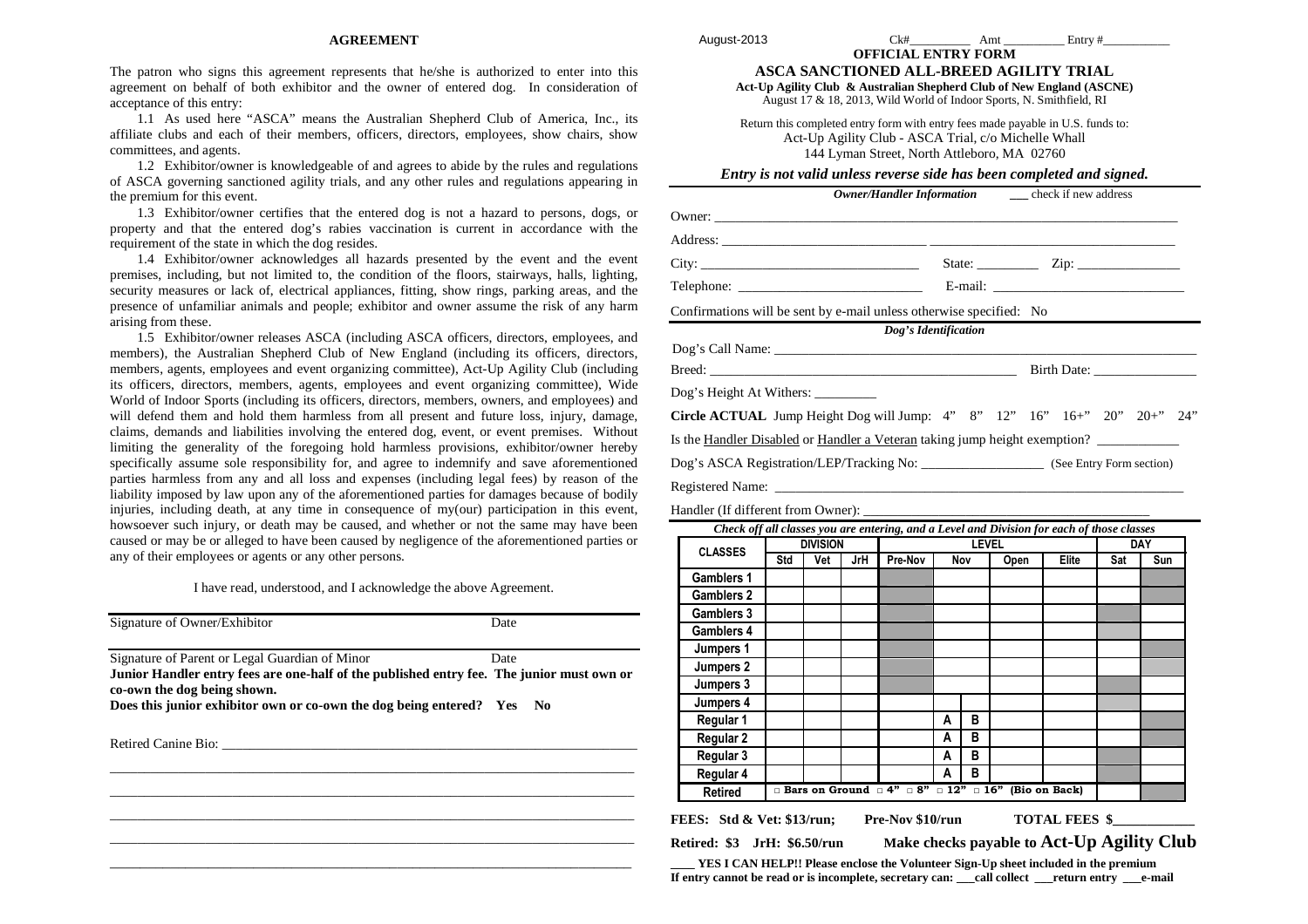## AGREEMENT

The patron who signs this agreement represents that he/she is authorized to enter into this agreement on behalf of both exhibitor and the owner of entered dog. In consideration of acceptance of this entry:

1.1 As used here "ASCA" means the Australian Shepherd Club of America, Inc., its affiliate clubs and each of their members, officers, directors, employees, show chairs, show committees, and agents.

1.2 Exhibitor/owner is knowledgeable of and agrees to abide by the rules and regulations of ASCA governing sanctioned agility trials, and any other rules and regulations appearing in the premium for this event.

1.3 Exhibitor/owner certifies that the entered dog is not a hazard to persons, dogs, or property and that the entered dog's rabies vaccination is current in accordance with the requirement of the state in which the dog resides.

1.4 Exhibitor/owner acknowledges all hazards presented by the event and the event premises, including, but not limited to, the condition of the floors, stairways, halls, lighting, security measures or lack of, electrical appliances, fitting, show rings, parking areas, and the presence of unfamiliar animals and people; exhibitor and owner assume the risk of any harm arising from these.

1.5 Exhibitor/owner releases ASCA (including ASCA officers, directors, employees, and members), the Australian Shepherd Club of New England (including its officers, directors, members, agents, employees and event organizing committee), Act-Up Agility Club (including its officers, directors, members, agents, employees and event organizing committee), Wide World of Indoor Sports (including its officers, directors, members, owners, and employees) and will defend them and hold them harmless from all present and future loss, injury, damage, claims, demands and liabilities involving the entered dog, event, or event premises. Without limiting the generality of the foregoing hold harmless provisions, exhibitor/owner hereby specifically assume sole responsibility for, and agree to indemnify and save aforementioned parties harmless from any and all loss and expenses (including legal fees) by reason of the liability imposed by law upon any of the aforementioned parties for damages because of bodily injuries, including death, at any time in consequence of my(our) participation in this event, howsoever such injury, or death may be caused, and whether or not the same may have been caused or may be or alleged to have been caused by negligence of the aforementioned parties or any of their employees or agents or any other persons.

I have read, understood, and I acknowledge the above Agreement.

Signature of Owner/Exhibitor ____________________ Date

Signature of Parent or Legal Guardian of Minor ____________________ Date

**Junior Handler entry fees are one-half of the published entry fee. The junior must own or co-own the dog being shown.**

**Does this junior exhibitor own or co-own the dog being entered? Yes No**

Retired Canine Bio: ______________________________________________

______________________________________________

______________________________________________

______________________________________________

______________________________________________

______________________________________________

August-2013 Ck#__________ Amt __________ Entry #___________

**OFFICIAL ENTRY FORM**

**ASCA SANCTIONED ALL-BREED AGILITY TRIAL**

**Act-Up Agility Club & Australian Shepherd Club of New England (ASCNE)**

August 17 & 18, 2013, Wild World of Indoor Sports, N. Smithfield, RI

Return this completed entry form with entry fees made payable in U.S. funds to:
Act-Up Agility Club - ASCA Trial, c/o Michelle Whall
144 Lyman Street, North Attleboro, MA 02760

***Entry is not valid unless reverse side has been completed and signed.***

***Owner/Handler Information*** ___ check if new address

Owner: ______________________________________________

Address: ______________________________________________

City: ____________________ State: _________ Zip: _______________

Telephone: ____________________ E-mail: ____________________

Confirmations will be sent by e-mail unless otherwise specified: No

***Dog's Identification***

Dog's Call Name: ______________________________________________

Breed: ____________________ Birth Date: _______________

Dog's Height At Withers: _________

**Circle ACTUAL** Jump Height Dog will Jump: 4" 8" 12" 16" 16+" 20" 20+" 24"

Is the Handler Disabled or Handler a Veteran taking jump height exemption? ___________

Dog's ASCA Registration/LEP/Tracking No: _________________ (See Entry Form section)

Registered Name: ______________________________________________

Handler (If different from Owner): ______________________________________________

***Check off all classes you are entering, and a Level and Division for each of those classes***

| CLASSES | DIVISION | | | LEVEL | | | | | DAY | |
|---|---|---|---|---|---|---|---|---|---|---|
| | Std | Vet | JrH | Pre-Nov | Nov | | Open | Elite | Sat | Sun |
| Gamblers 1 | | | | | | | | | | |
| Gamblers 2 | | | | | | | | | | |
| Gamblers 3 | | | | | | | | | | |
| Gamblers 4 | | | | | | | | | | |
| Jumpers 1 | | | | | | | | | | |
| Jumpers 2 | | | | | | | | | | |
| Jumpers 3 | | | | | | | | | | |
| Jumpers 4 | | | | | | | | | | |
| Regular 1 | | | | | A | B | | | | |
| Regular 2 | | | | | A | B | | | | |
| Regular 3 | | | | | A | B | | | | |
| Regular 4 | | | | | A | B | | | | |
| Retired | □ Bars on Ground □ 4" □ 8" □ 12" □ 16" (Bio on Back) | | | | | | | | | |

**FEES: Std & Vet: $13/run; Pre-Nov $10/run TOTAL FEES $___________**

**Retired: $3 JrH: $6.50/run Make checks payable to Act-Up Agility Club**

**____ YES I CAN HELP!! Please enclose the Volunteer Sign-Up sheet included in the premium**

**If entry cannot be read or is incomplete, secretary can: ___call collect ___return entry ___e-mail**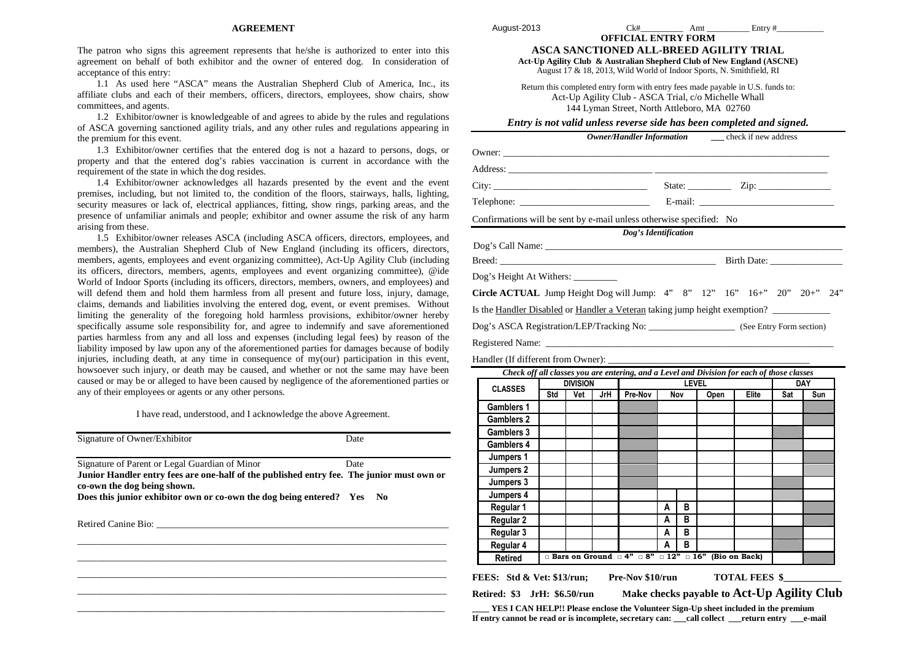## AGREEMENT

The patron who signs this agreement represents that he/she is authorized to enter into this agreement on behalf of both exhibitor and the owner of entered dog. In consideration of acceptance of this entry:

1.1 As used here "ASCA" means the Australian Shepherd Club of America, Inc., its affiliate clubs and each of their members, officers, directors, employees, show chairs, show committees, and agents.

1.2 Exhibitor/owner is knowledgeable of and agrees to abide by the rules and regulations of ASCA governing sanctioned agility trials, and any other rules and regulations appearing in the premium for this event.

1.3 Exhibitor/owner certifies that the entered dog is not a hazard to persons, dogs, or property and that the entered dog's rabies vaccination is current in accordance with the requirement of the state in which the dog resides.

1.4 Exhibitor/owner acknowledges all hazards presented by the event and the event premises, including, but not limited to, the condition of the floors, stairways, halls, lighting, security measures or lack of, electrical appliances, fitting, show rings, parking areas, and the presence of unfamiliar animals and people; exhibitor and owner assume the risk of any harm arising from these.

1.5 Exhibitor/owner releases ASCA (including ASCA officers, directors, employees, and members), the Australian Shepherd Club of New England (including its officers, directors, members, agents, employees and event organizing committee), Act-Up Agility Club (including its officers, directors, members, agents, employees and event organizing committee), @ide World of Indoor Sports (including its officers, directors, members, owners, and employees) and will defend them and hold them harmless from all present and future loss, injury, damage, claims, demands and liabilities involving the entered dog, event, or event premises. Without limiting the generality of the foregoing hold harmless provisions, exhibitor/owner hereby specifically assume sole responsibility for, and agree to indemnify and save aforementioned parties harmless from any and all loss and expenses (including legal fees) by reason of the liability imposed by law upon any of the aforementioned parties for damages because of bodily injuries, including death, at any time in consequence of my(our) participation in this event, howsoever such injury, or death may be caused, and whether or not the same may have been caused or may be or alleged to have been caused by negligence of the aforementioned parties or any of their employees or agents or any other persons.

I have read, understood, and I acknowledge the above Agreement.

Signature of Owner/Exhibitor _______________ Date _______________

Signature of Parent or Legal Guardian of Minor _______________ Date _______________

**Junior Handler entry fees are one-half of the published entry fee. The junior must own or co-own the dog being shown.**

**Does this junior exhibitor own or co-own the dog being entered? Yes No**

Retired Canine Bio: ___________________________________________

___________________________________________

___________________________________________

___________________________________________

___________________________________________

___________________________________________

August-2013 Ck#__________ Amt __________ Entry #___________

**OFFICIAL ENTRY FORM**

**ASCA SANCTIONED ALL-BREED AGILITY TRIAL**

**Act-Up Agility Club & Australian Shepherd Club of New England (ASCNE)**

August 17 & 18, 2013, Wild World of Indoor Sports, N. Smithfield, RI

Return this completed entry form with entry fees made payable in U.S. funds to:
Act-Up Agility Club - ASCA Trial, c/o Michelle Whall
144 Lyman Street, North Attleboro, MA 02760

***Entry is not valid unless reverse side has been completed and signed.***

***Owner/Handler Information*** ___ check if new address

Owner: ___________________________________________

Address: ___________________________________________

City: ____________________ State: _________ Zip: _______________

Telephone: ____________________ E-mail: ____________________

Confirmations will be sent by e-mail unless otherwise specified: No

***Dog's Identification***

Dog's Call Name: ___________________________________________

Breed: ____________________ Birth Date: _______________

Dog's Height At Withers: _________

**Circle ACTUAL** Jump Height Dog will Jump: 4" 8" 12" 16" 16+" 20" 20+" 24"

Is the Handler Disabled or Handler a Veteran taking jump height exemption? ___________

Dog's ASCA Registration/LEP/Tracking No: _________________ (See Entry Form section)

Registered Name: ___________________________________________

Handler (If different from Owner): ___________________________________________

***Check off all classes you are entering, and a Level and Division for each of those classes***

| CLASSES | DIVISION | | | LEVEL | | | | | DAY | |
|---|---|---|---|---|---|---|---|---|---|---|
| | Std | Vet | JrH | Pre-Nov | Nov | | Open | Elite | Sat | Sun |
| Gamblers 1 | | | | | | | | | | |
| Gamblers 2 | | | | | | | | | | |
| Gamblers 3 | | | | | | | | | | |
| Gamblers 4 | | | | | | | | | | |
| Jumpers 1 | | | | | | | | | | |
| Jumpers 2 | | | | | | | | | | |
| Jumpers 3 | | | | | | | | | | |
| Jumpers 4 | | | | | | | | | | |
| Regular 1 | | | | | A | B | | | | |
| Regular 2 | | | | | A | B | | | | |
| Regular 3 | | | | | A | B | | | | |
| Regular 4 | | | | | A | B | | | | |
| Retired | □ Bars on Ground □ 4" □ 8" □ 12" □ 16" (Bio on Back) | | | | | | | | | |

**FEES: Std & Vet: $13/run; Pre-Nov $10/run TOTAL FEES $___________**

**Retired: $3 JrH: $6.50/run Make checks payable to Act-Up Agility Club**

**____ YES I CAN HELP!! Please enclose the Volunteer Sign-Up sheet included in the premium**

**If entry cannot be read or is incomplete, secretary can: ___call collect ___return entry ___e-mail**